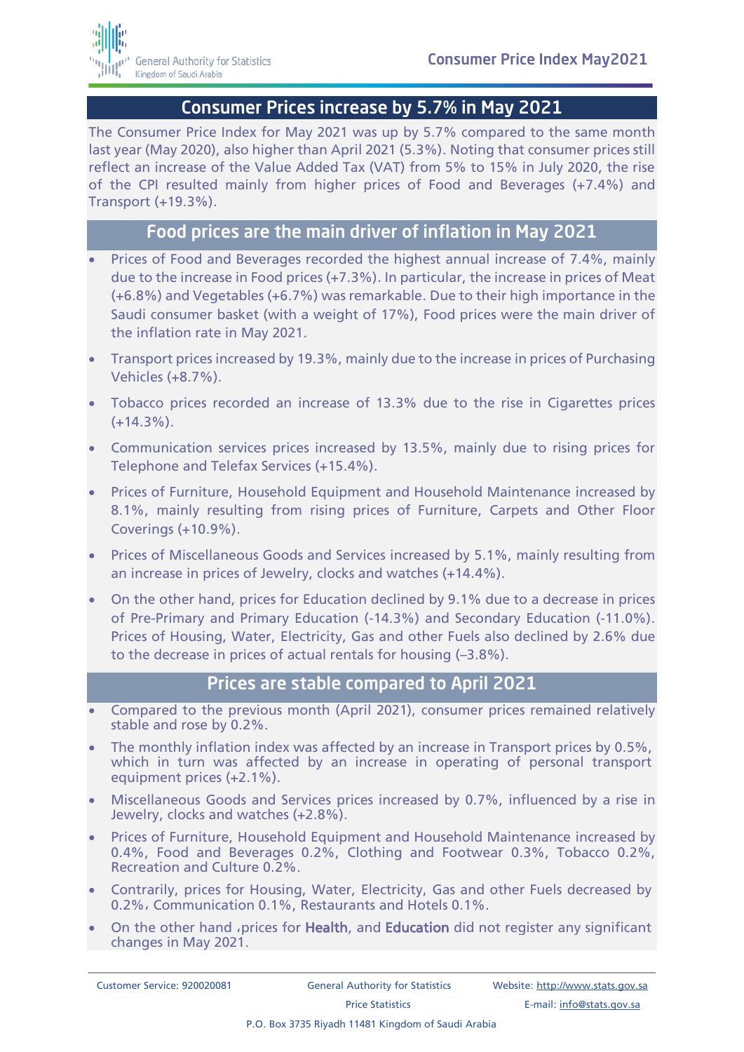# Consumer Prices increase by 5.7% in May 2021

The Consumer Price Index for May 2021 was up by 5.7% compared to the same month last year (May 2020), also higher than April 2021 (5.3%). Noting that consumer prices still reflect an increase of the Value Added Tax (VAT) from 5% to 15% in July 2020, the rise of the CPI resulted mainly from higher prices of Food and Beverages (+7.4%) and Transport (+19.3%).

## Food prices are the main driver of inflation in May 2021

- Prices of Food and Beverages recorded the highest annual increase of 7.4%, mainly due to the increase in Food prices (+7.3%). In particular, the increase in prices of Meat (+6.8%) and Vegetables (+6.7%) was remarkable. Due to their high importance in the Saudi consumer basket (with a weight of 17%), Food prices were the main driver of the inflation rate in May 2021.
- Transport prices increased by 19.3%, mainly due to the increase in prices of Purchasing Vehicles (+8.7%).
- Tobacco prices recorded an increase of 13.3% due to the rise in Cigarettes prices (+14.3%).
- Communication services prices increased by 13.5%, mainly due to rising prices for Telephone and Telefax Services (+15.4%).
- Prices of Furniture, Household Equipment and Household Maintenance increased by 8.1%, mainly resulting from rising prices of Furniture, Carpets and Other Floor Coverings (+10.9%).
- Prices of Miscellaneous Goods and Services increased by 5.1%, mainly resulting from an increase in prices of Jewelry, clocks and watches (+14.4%).
- On the other hand, prices for Education declined by 9.1% due to a decrease in prices of Pre-Primary and Primary Education (-14.3%) and Secondary Education (-11.0%). Prices of Housing, Water, Electricity, Gas and other Fuels also declined by 2.6% due to the decrease in prices of actual rentals for housing (–3.8%).

## Prices are stable compared to April 2021

- Compared to the previous month (April 2021), consumer prices remained relatively stable and rose by 0.2%.
- The monthly inflation index was affected by an increase in Transport prices by 0.5%, which in turn was affected by an increase in operating of personal transport equipment prices (+2.1%).
- Miscellaneous Goods and Services prices increased by 0.7%, influenced by a rise in Jewelry, clocks and watches (+2.8%).
- Prices of Furniture, Household Equipment and Household Maintenance increased by 0.4%, Food and Beverages 0.2%, Clothing and Footwear 0.3%, Tobacco 0.2%, Recreation and Culture 0.2%.
- Contrarily, prices for Housing, Water, Electricity, Gas and other Fuels decreased by 0.2%، Communication 0.1%, Restaurants and Hotels 0.1%.
- On the other hand ،prices for Health, and Education did not register any significant changes in May 2021.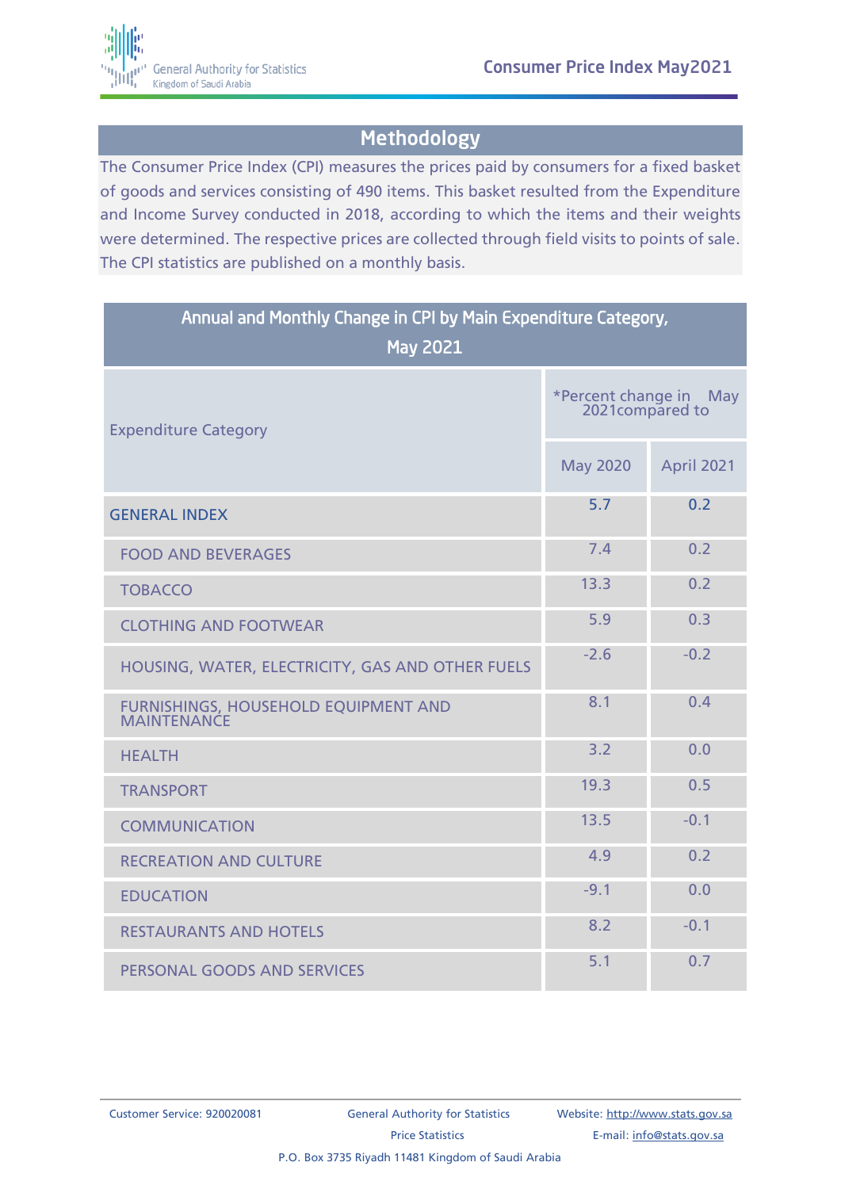## Methodology

The Consumer Price Index (CPI) measures the prices paid by consumers for a fixed basket of goods and services consisting of 490 items. This basket resulted from the Expenditure and Income Survey conducted in 2018, according to which the items and their weights were determined. The respective prices are collected through field visits to points of sale. The CPI statistics are published on a monthly basis.

### Annual and Monthly Change in CPI by Main Expenditure Category, May 2021

| Expenditure Category | *Percent change in May 2021compared to | |
|---|---|---|
| | May 2020 | April 2021 |
| GENERAL INDEX | 5.7 | 0.2 |
| FOOD AND BEVERAGES | 7.4 | 0.2 |
| TOBACCO | 13.3 | 0.2 |
| CLOTHING AND FOOTWEAR | 5.9 | 0.3 |
| HOUSING, WATER, ELECTRICITY, GAS AND OTHER FUELS | -2.6 | -0.2 |
| FURNISHINGS, HOUSEHOLD EQUIPMENT AND MAINTENANCE | 8.1 | 0.4 |
| HEALTH | 3.2 | 0.0 |
| TRANSPORT | 19.3 | 0.5 |
| COMMUNICATION | 13.5 | -0.1 |
| RECREATION AND CULTURE | 4.9 | 0.2 |
| EDUCATION | -9.1 | 0.0 |
| RESTAURANTS AND HOTELS | 8.2 | -0.1 |
| PERSONAL GOODS AND SERVICES | 5.1 | 0.7 |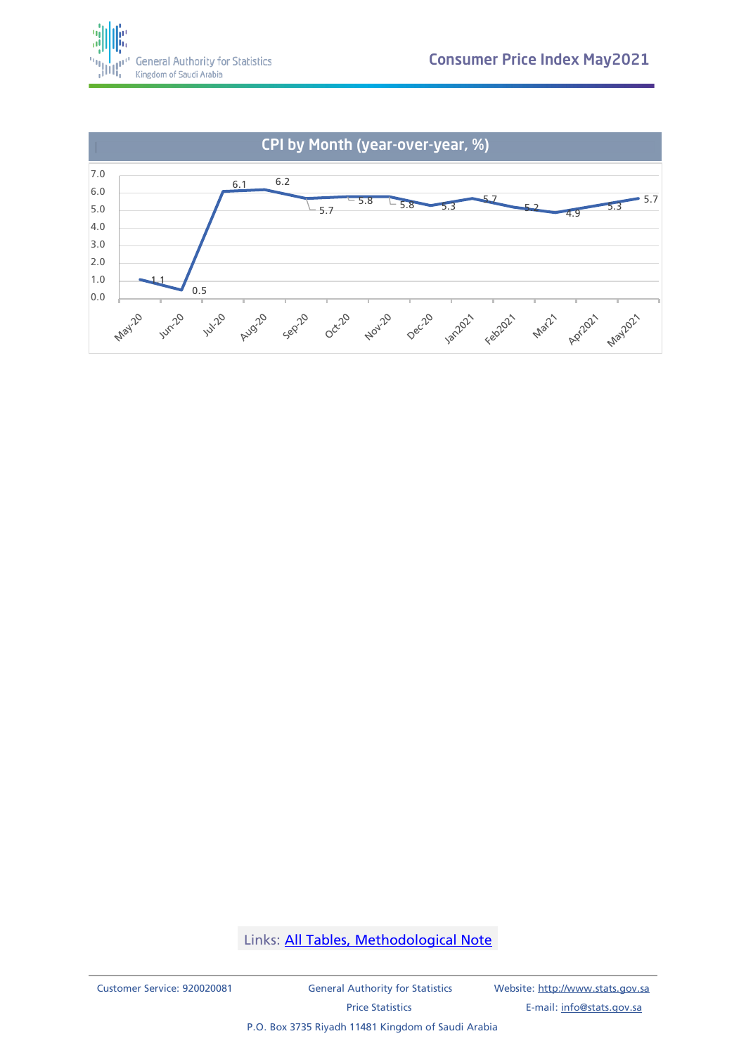## CPI by Month (year-over-year, %)

7.0
6.0
5.0
4.0
3.0
2.0
1.0
0.0

1.1
0.5
6.1
6.2
5.7
5.8
5.8
5.3
5.7
5.2
4.9
5.3
5.7

May-20
Jun-20
Jul-20
Aug-20
Sep-20
Oct-20
Nov-20
Dec-20
Jan2021
Feb2021
Mar21
Apr2021
May2021

Links: [All Tables, Methodological Note]()

Customer Service: 920020081

General Authority for Statistics

Price Statistics

Website: [http://www.stats.gov.sa](http://www.stats.gov.sa)

E-mail: [info@stats.gov.sa](mailto:info@stats.gov.sa)

P.O. Box 3735 Riyadh 11481 Kingdom of Saudi Arabia